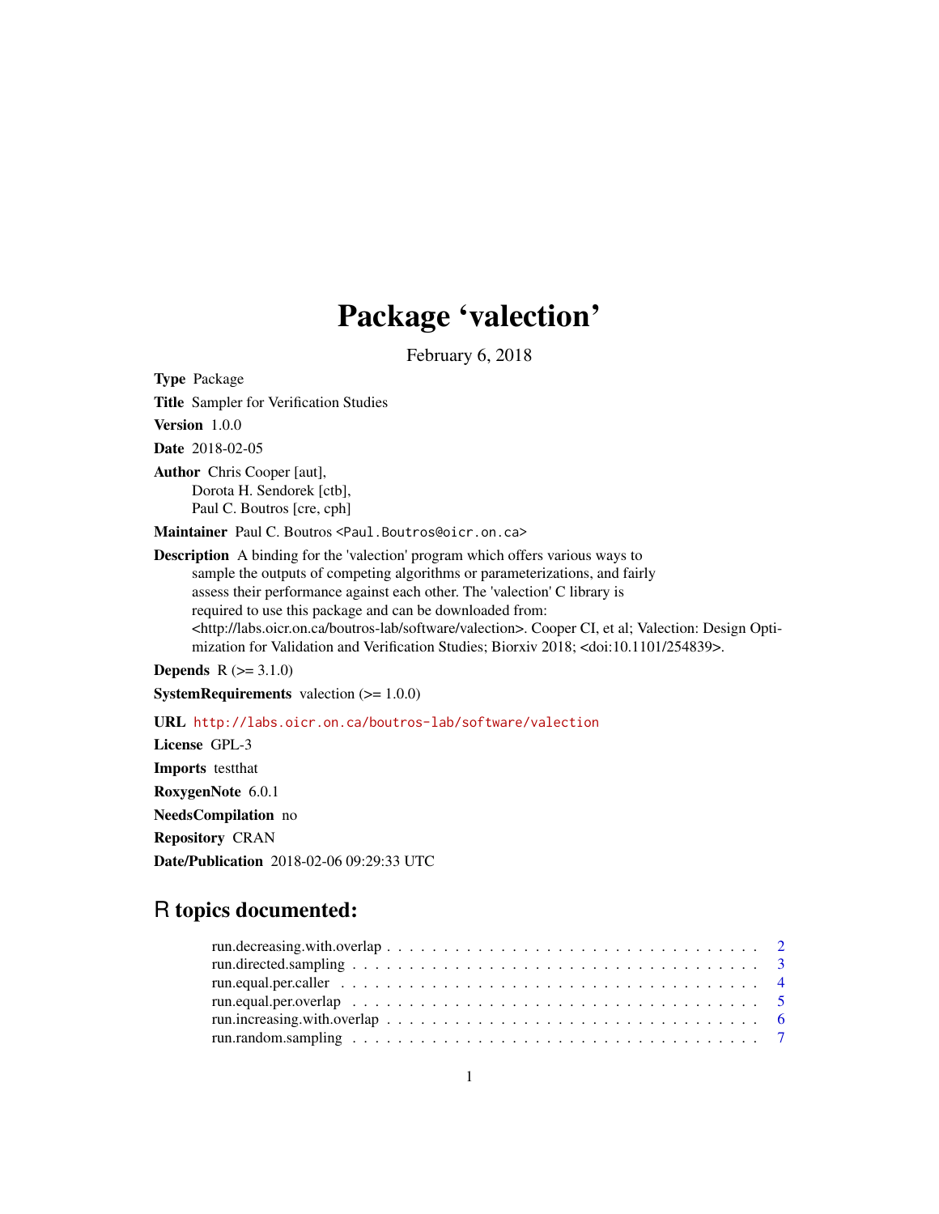# Package 'valection'

February 6, 2018

**Type** Package

**Title** Sampler for Verification Studies

**Version** 1.0.0

**Date** 2018-02-05

**Author** Chris Cooper [aut],
Dorota H. Sendorek [ctb],
Paul C. Boutros [cre, cph]

**Maintainer** Paul C. Boutros <Paul.Boutros@oicr.on.ca>

**Description** A binding for the 'valection' program which offers various ways to sample the outputs of competing algorithms or parameterizations, and fairly assess their performance against each other. The 'valection' C library is required to use this package and can be downloaded from: <http://labs.oicr.on.ca/boutros-lab/software/valection>. Cooper CI, et al; Valection: Design Optimization for Validation and Verification Studies; Biorxiv 2018; <doi:10.1101/254839>.

**Depends** R (>= 3.1.0)

**SystemRequirements** valection (>= 1.0.0)

**URL** http://labs.oicr.on.ca/boutros-lab/software/valection

**License** GPL-3

**Imports** testthat

**RoxygenNote** 6.0.1

**NeedsCompilation** no

**Repository** CRAN

**Date/Publication** 2018-02-06 09:29:33 UTC

## R topics documented:

- run.decreasing.with.overlap . . . . . . . . . . . . . . . . . . . . . . . . . . . . . . . . . 2
- run.directed.sampling . . . . . . . . . . . . . . . . . . . . . . . . . . . . . . . . . . . . 3
- run.equal.per.caller . . . . . . . . . . . . . . . . . . . . . . . . . . . . . . . . . . . . . 4
- run.equal.per.overlap . . . . . . . . . . . . . . . . . . . . . . . . . . . . . . . . . . . . 5
- run.increasing.with.overlap . . . . . . . . . . . . . . . . . . . . . . . . . . . . . . . . . 6
- run.random.sampling . . . . . . . . . . . . . . . . . . . . . . . . . . . . . . . . . . . . 7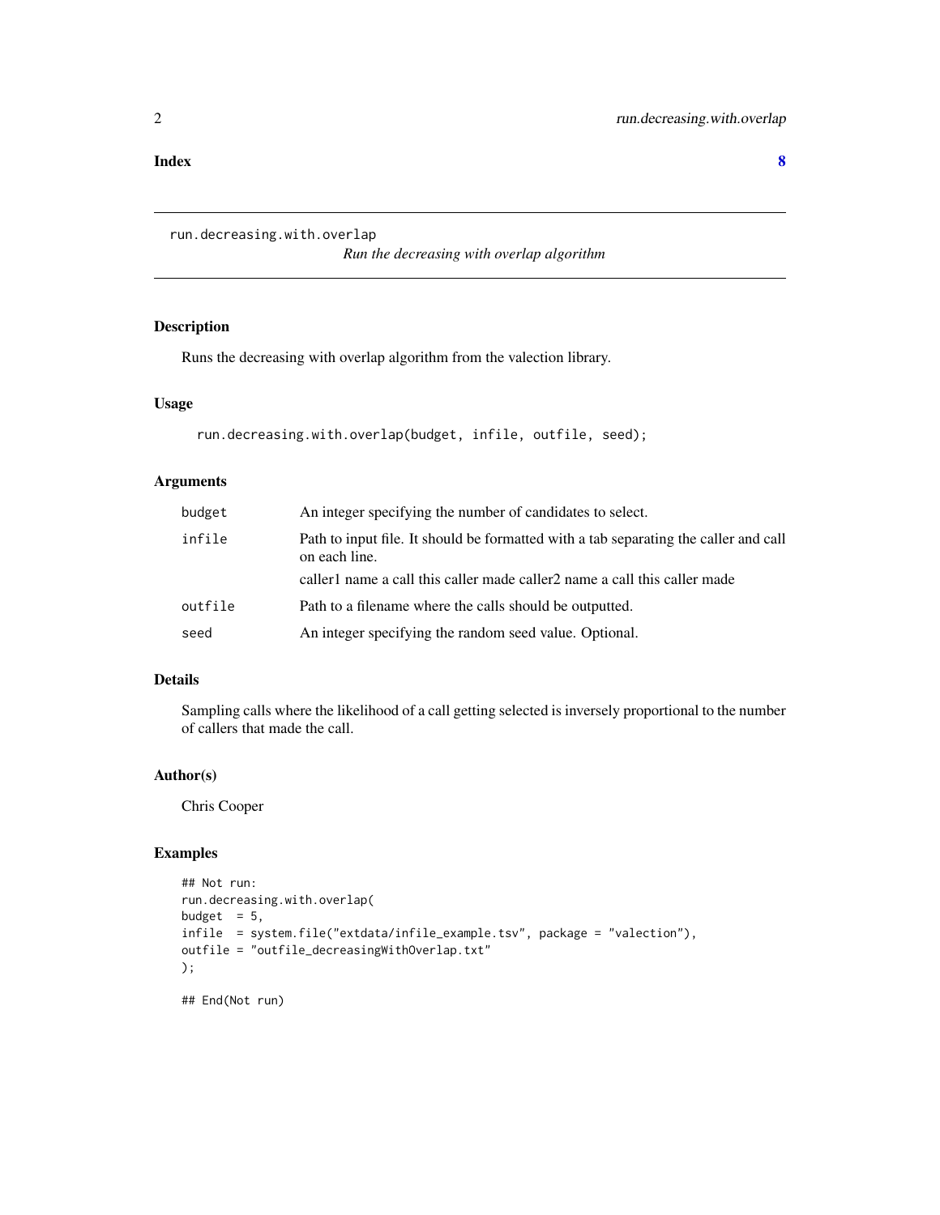**Index** **8**

---

run.decreasing.with.overlap *Run the decreasing with overlap algorithm*

---

## Description

Runs the decreasing with overlap algorithm from the valection library.

## Usage

```
run.decreasing.with.overlap(budget, infile, outfile, seed);
```

## Arguments

| | |
|---|---|
| budget | An integer specifying the number of candidates to select. |
| infile | Path to input file. It should be formatted with a tab separating the caller and call on each line.<br>caller1 name a call this caller made caller2 name a call this caller made |
| outfile | Path to a filename where the calls should be outputted. |
| seed | An integer specifying the random seed value. Optional. |

## Details

Sampling calls where the likelihood of a call getting selected is inversely proportional to the number of callers that made the call.

## Author(s)

Chris Cooper

## Examples

```
## Not run:
run.decreasing.with.overlap(
budget  = 5,
infile  = system.file("extdata/infile_example.tsv", package = "valection"),
outfile = "outfile_decreasingWithOverlap.txt"
);

## End(Not run)
```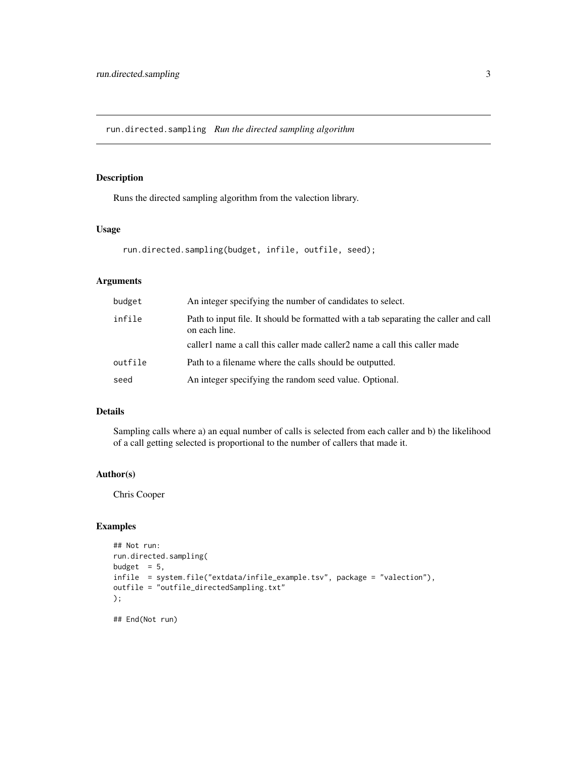## run.directed.sampling *Run the directed sampling algorithm*

### Description

Runs the directed sampling algorithm from the valection library.

### Usage

```
run.directed.sampling(budget, infile, outfile, seed);
```

### Arguments

| | |
|---|---|
| `budget` | An integer specifying the number of candidates to select. |
| `infile` | Path to input file. It should be formatted with a tab separating the caller and call on each line.<br>caller1 name a call this caller made caller2 name a call this caller made |
| `outfile` | Path to a filename where the calls should be outputted. |
| `seed` | An integer specifying the random seed value. Optional. |

### Details

Sampling calls where a) an equal number of calls is selected from each caller and b) the likelihood of a call getting selected is proportional to the number of callers that made it.

### Author(s)

Chris Cooper

### Examples

```
## Not run:
run.directed.sampling(
budget  = 5,
infile  = system.file("extdata/infile_example.tsv", package = "valection"),
outfile = "outfile_directedSampling.txt"
);

## End(Not run)
```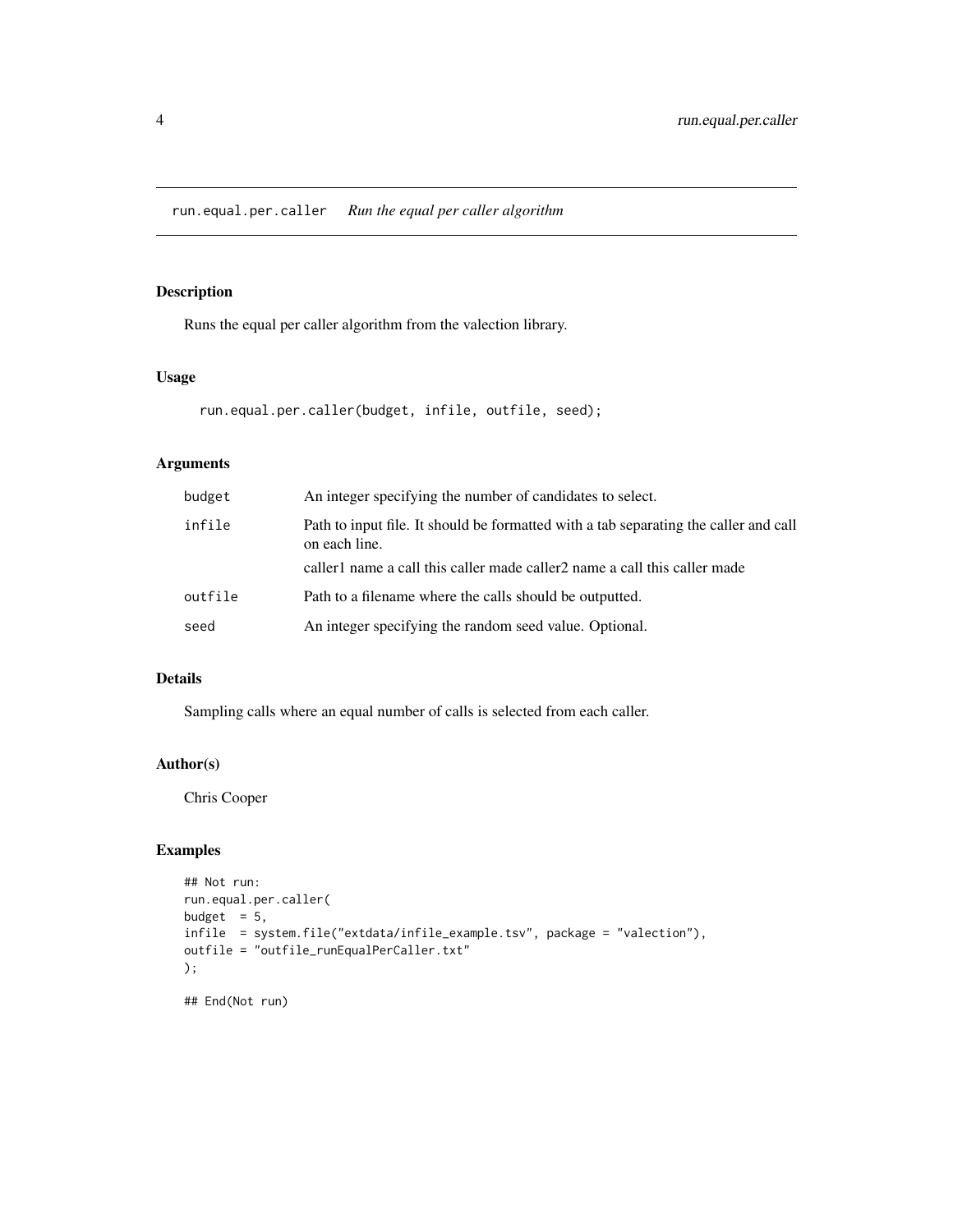## run.equal.per.caller — *Run the equal per caller algorithm*

### Description

Runs the equal per caller algorithm from the valection library.

### Usage

```
run.equal.per.caller(budget, infile, outfile, seed);
```

### Arguments

| | |
|---|---|
| `budget` | An integer specifying the number of candidates to select. |
| `infile` | Path to input file. It should be formatted with a tab separating the caller and call on each line. caller1 name a call this caller made caller2 name a call this caller made |
| `outfile` | Path to a filename where the calls should be outputted. |
| `seed` | An integer specifying the random seed value. Optional. |

### Details

Sampling calls where an equal number of calls is selected from each caller.

### Author(s)

Chris Cooper

### Examples

```
## Not run:
run.equal.per.caller(
budget  = 5,
infile  = system.file("extdata/infile_example.tsv", package = "valection"),
outfile = "outfile_runEqualPerCaller.txt"
);

## End(Not run)
```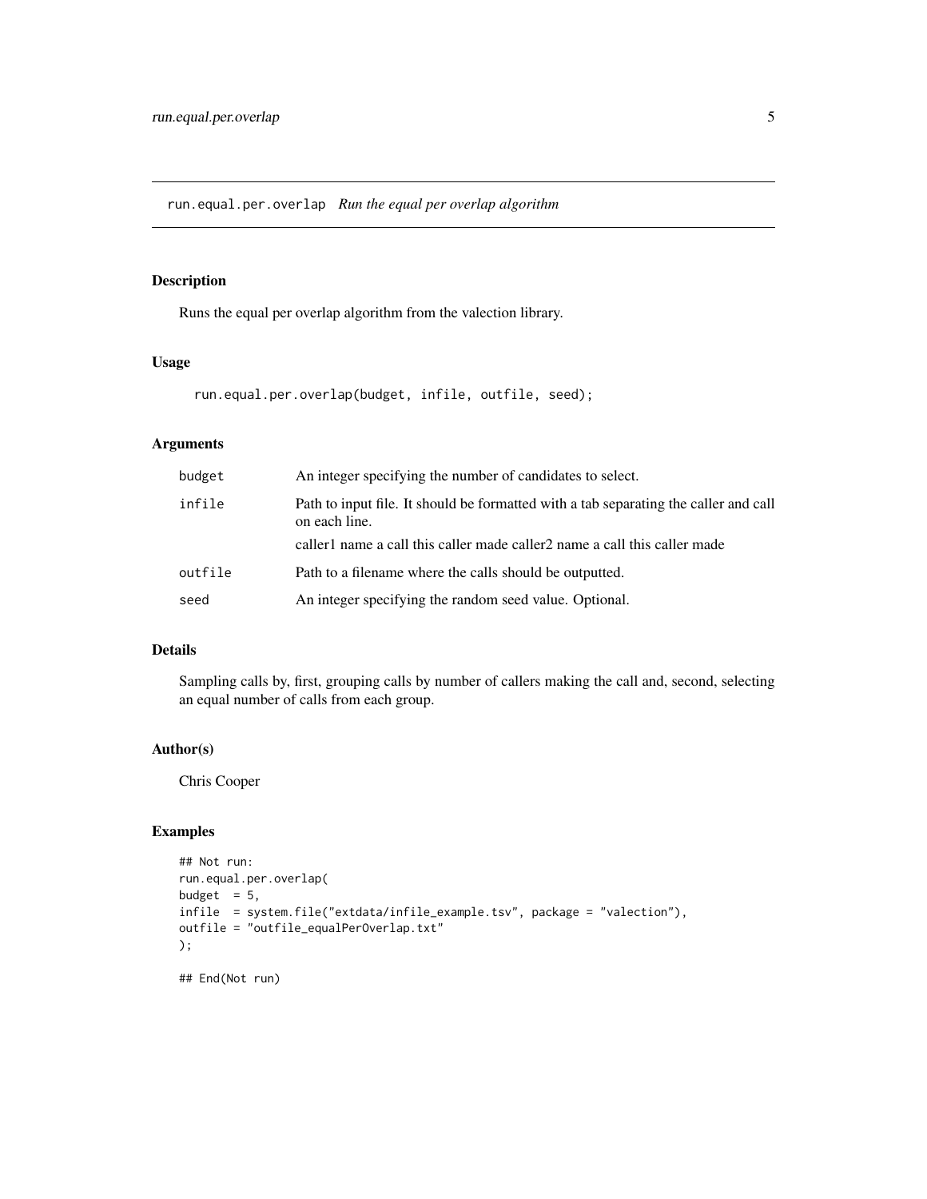## run.equal.per.overlap *Run the equal per overlap algorithm*

### Description

Runs the equal per overlap algorithm from the valection library.

### Usage

```
run.equal.per.overlap(budget, infile, outfile, seed);
```

### Arguments

| | |
|---|---|
| budget | An integer specifying the number of candidates to select. |
| infile | Path to input file. It should be formatted with a tab separating the caller and call on each line. caller1 name a call this caller made caller2 name a call this caller made |
| outfile | Path to a filename where the calls should be outputted. |
| seed | An integer specifying the random seed value. Optional. |

### Details

Sampling calls by, first, grouping calls by number of callers making the call and, second, selecting an equal number of calls from each group.

### Author(s)

Chris Cooper

### Examples

```
## Not run:
run.equal.per.overlap(
budget  = 5,
infile  = system.file("extdata/infile_example.tsv", package = "valection"),
outfile = "outfile_equalPerOverlap.txt"
);

## End(Not run)
```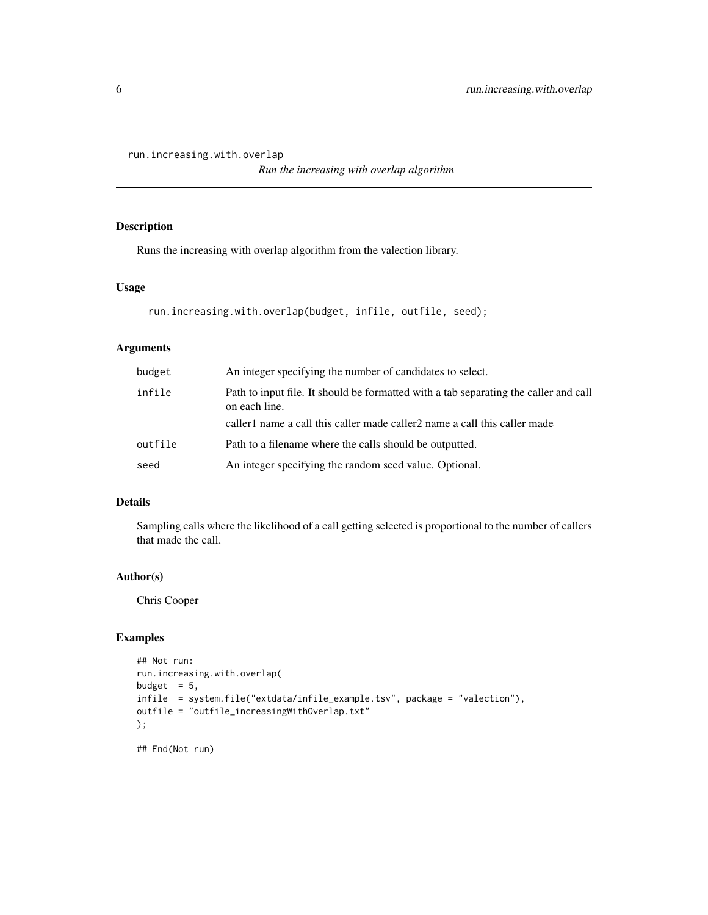run.increasing.with.overlap

*Run the increasing with overlap algorithm*

## Description

Runs the increasing with overlap algorithm from the valection library.

## Usage

```
run.increasing.with.overlap(budget, infile, outfile, seed);
```

## Arguments

| | |
|---|---|
| budget | An integer specifying the number of candidates to select. |
| infile | Path to input file. It should be formatted with a tab separating the caller and call on each line. caller1 name a call this caller made caller2 name a call this caller made |
| outfile | Path to a filename where the calls should be outputted. |
| seed | An integer specifying the random seed value. Optional. |

## Details

Sampling calls where the likelihood of a call getting selected is proportional to the number of callers that made the call.

## Author(s)

Chris Cooper

## Examples

```
## Not run:
run.increasing.with.overlap(
budget  = 5,
infile  = system.file("extdata/infile_example.tsv", package = "valection"),
outfile = "outfile_increasingWithOverlap.txt"
);

## End(Not run)
```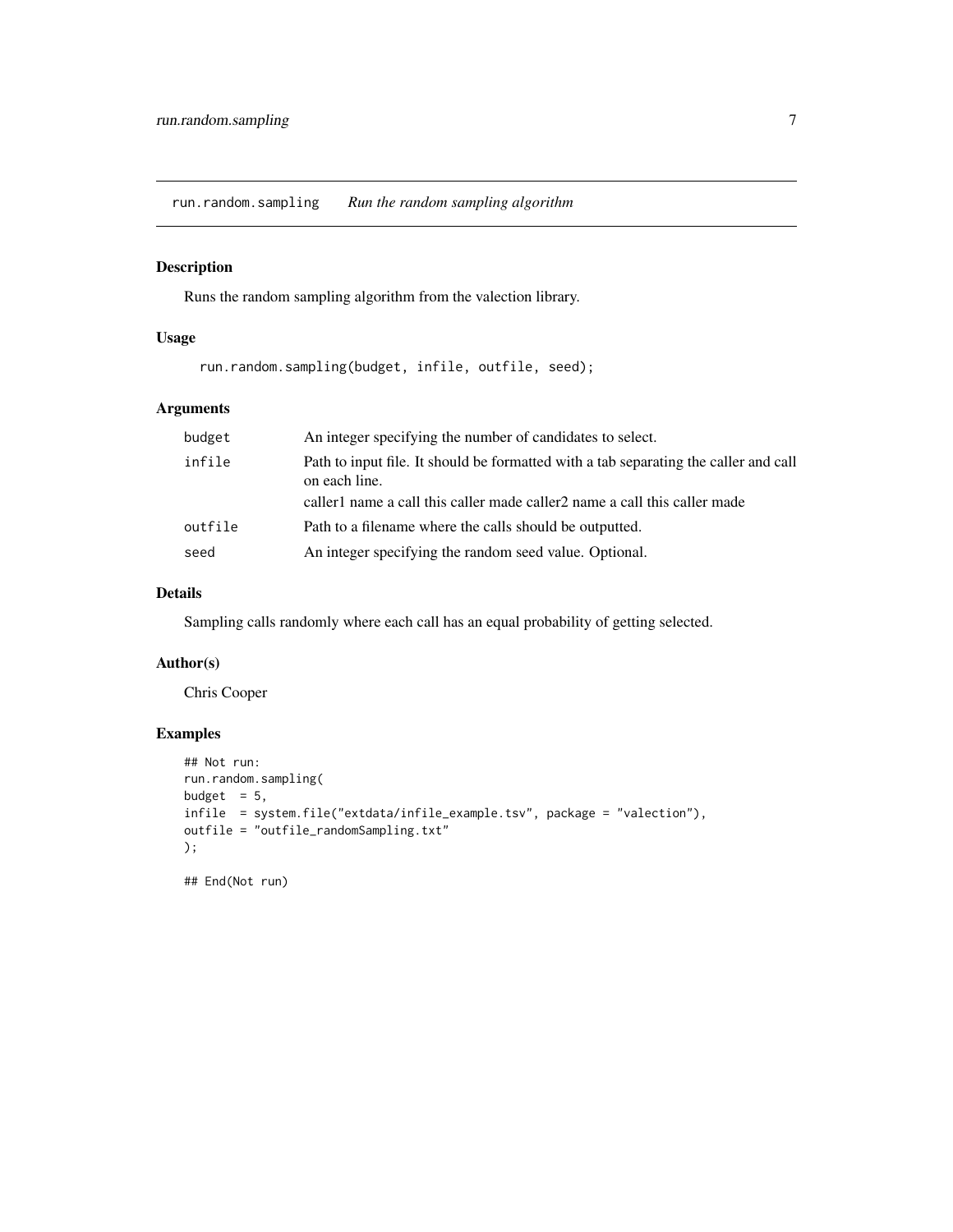run.random.sampling *Run the random sampling algorithm*

## Description

Runs the random sampling algorithm from the valection library.

## Usage

```
run.random.sampling(budget, infile, outfile, seed);
```

## Arguments

| | |
|---|---|
| budget | An integer specifying the number of candidates to select. |
| infile | Path to input file. It should be formatted with a tab separating the caller and call on each line.<br>caller1 name a call this caller made caller2 name a call this caller made |
| outfile | Path to a filename where the calls should be outputted. |
| seed | An integer specifying the random seed value. Optional. |

## Details

Sampling calls randomly where each call has an equal probability of getting selected.

## Author(s)

Chris Cooper

## Examples

```
## Not run:
run.random.sampling(
budget  = 5,
infile  = system.file("extdata/infile_example.tsv", package = "valection"),
outfile = "outfile_randomSampling.txt"
);

## End(Not run)
```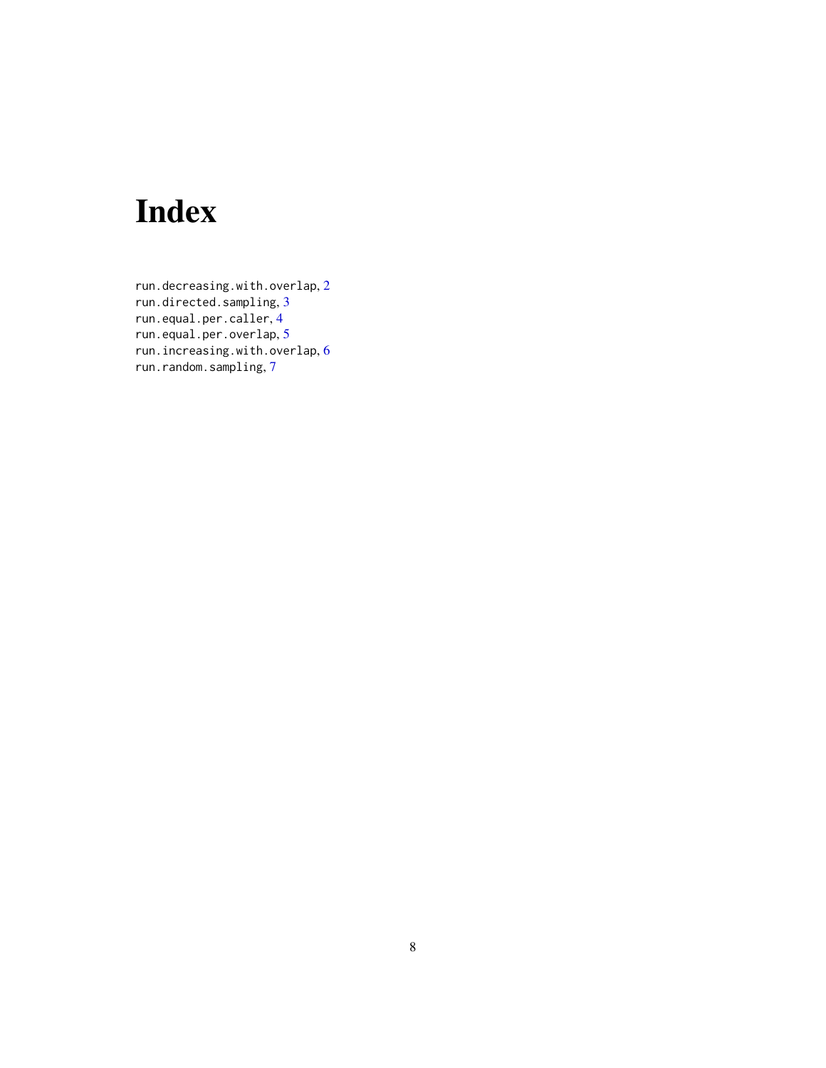# Index

run.decreasing.with.overlap, 2
run.directed.sampling, 3
run.equal.per.caller, 4
run.equal.per.overlap, 5
run.increasing.with.overlap, 6
run.random.sampling, 7